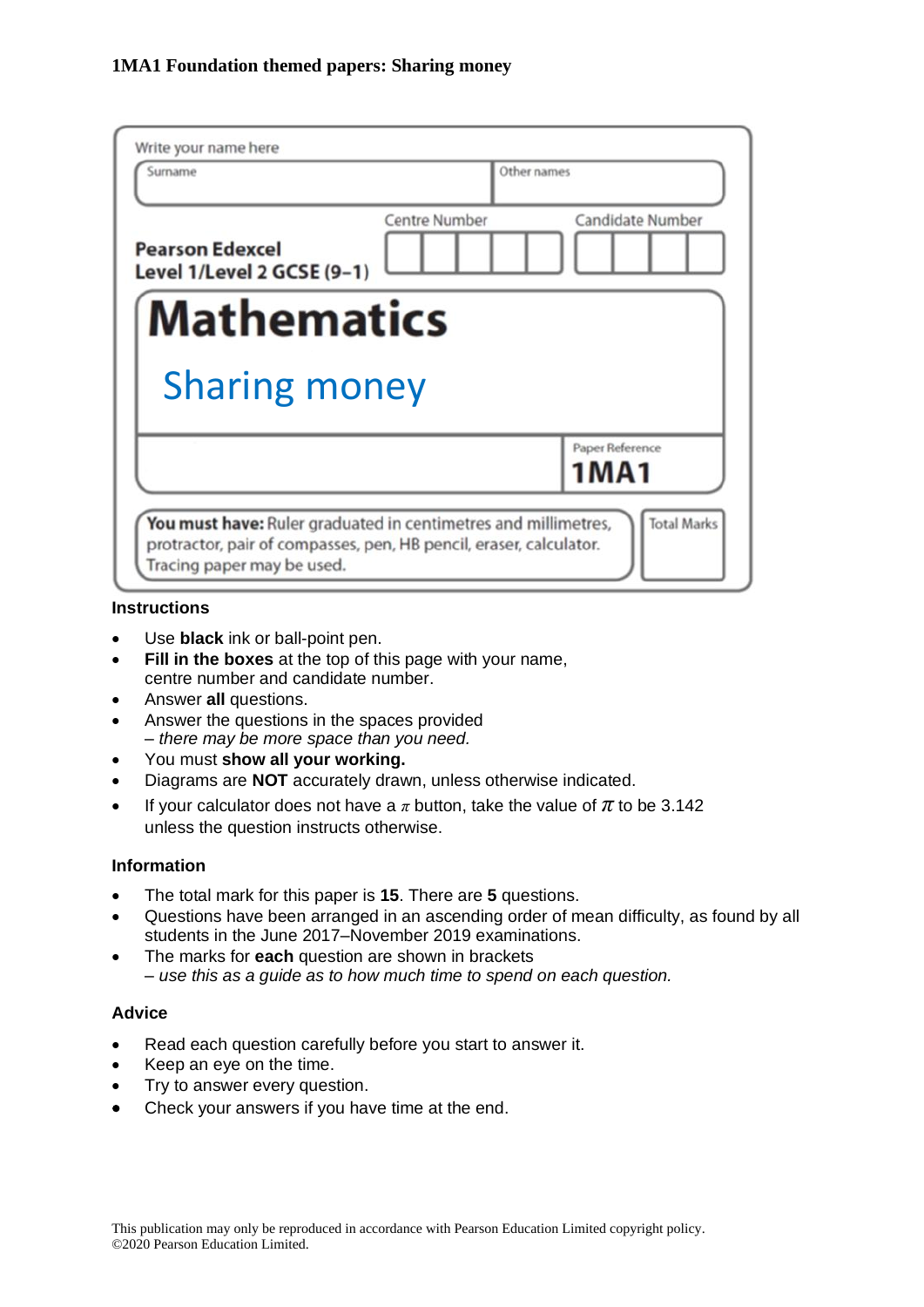**1MA1 Foundation themed papers: Sharing money**

Write your name here

| Surname | Other names |
| --- | --- |
| | |

**Pearson Edexcel**
**Level 1/Level 2 GCSE (9–1)**

Centre Number | Candidate Number

# Mathematics

## Sharing money

Paper Reference
**1MA1**

**You must have:** Ruler graduated in centimetres and millimetres, protractor, pair of compasses, pen, HB pencil, eraser, calculator. Tracing paper may be used.

Total Marks

### Instructions

- Use **black** ink or ball-point pen.
- **Fill in the boxes** at the top of this page with your name, centre number and candidate number.
- Answer **all** questions.
- Answer the questions in the spaces provided
  *– there may be more space than you need.*
- You must **show all your working.**
- Diagrams are **NOT** accurately drawn, unless otherwise indicated.
- If your calculator does not have a $\pi$ button, take the value of $\pi$ to be 3.142 unless the question instructs otherwise.

### Information

- The total mark for this paper is **15**. There are **5** questions.
- Questions have been arranged in an ascending order of mean difficulty, as found by all students in the June 2017–November 2019 examinations.
- The marks for **each** question are shown in brackets
  *– use this as a guide as to how much time to spend on each question.*

### Advice

- Read each question carefully before you start to answer it.
- Keep an eye on the time.
- Try to answer every question.
- Check your answers if you have time at the end.

This publication may only be reproduced in accordance with Pearson Education Limited copyright policy.
©2020 Pearson Education Limited.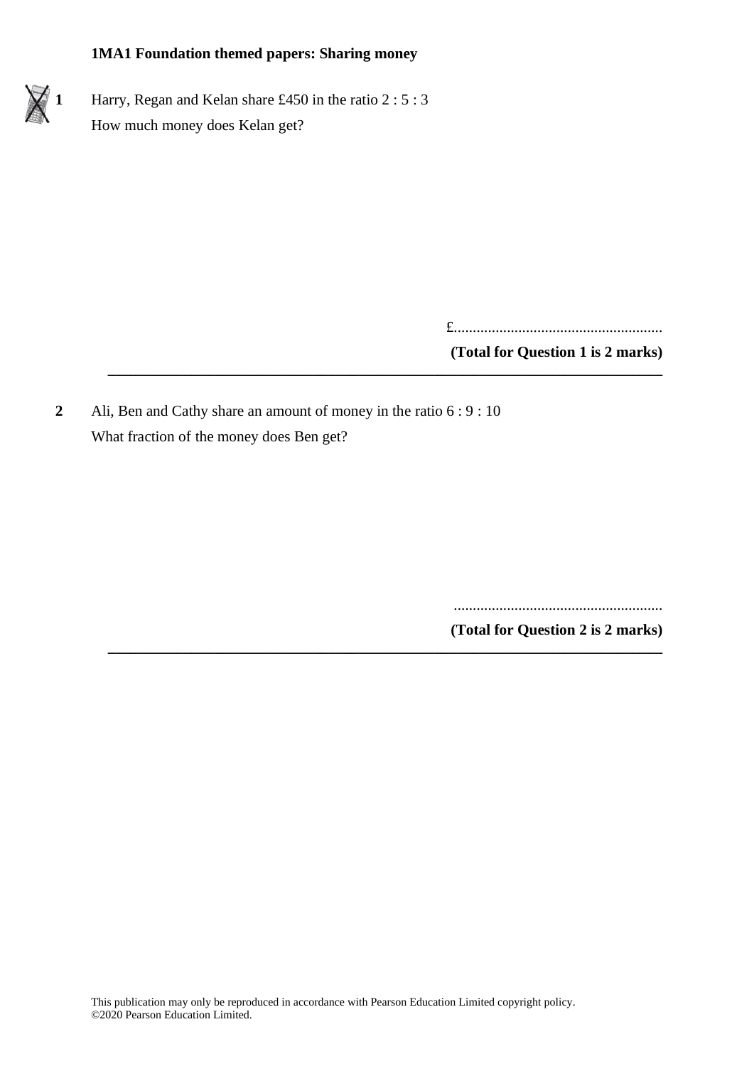**1MA1 Foundation themed papers: Sharing money**

**1** Harry, Regan and Kelan share £450 in the ratio 2 : 5 : 3

How much money does Kelan get?

£.......................................................

**(Total for Question 1 is 2 marks)**

---

**2** Ali, Ben and Cathy share an amount of money in the ratio 6 : 9 : 10

What fraction of the money does Ben get?

.......................................................

**(Total for Question 2 is 2 marks)**

---

This publication may only be reproduced in accordance with Pearson Education Limited copyright policy.
©2020 Pearson Education Limited.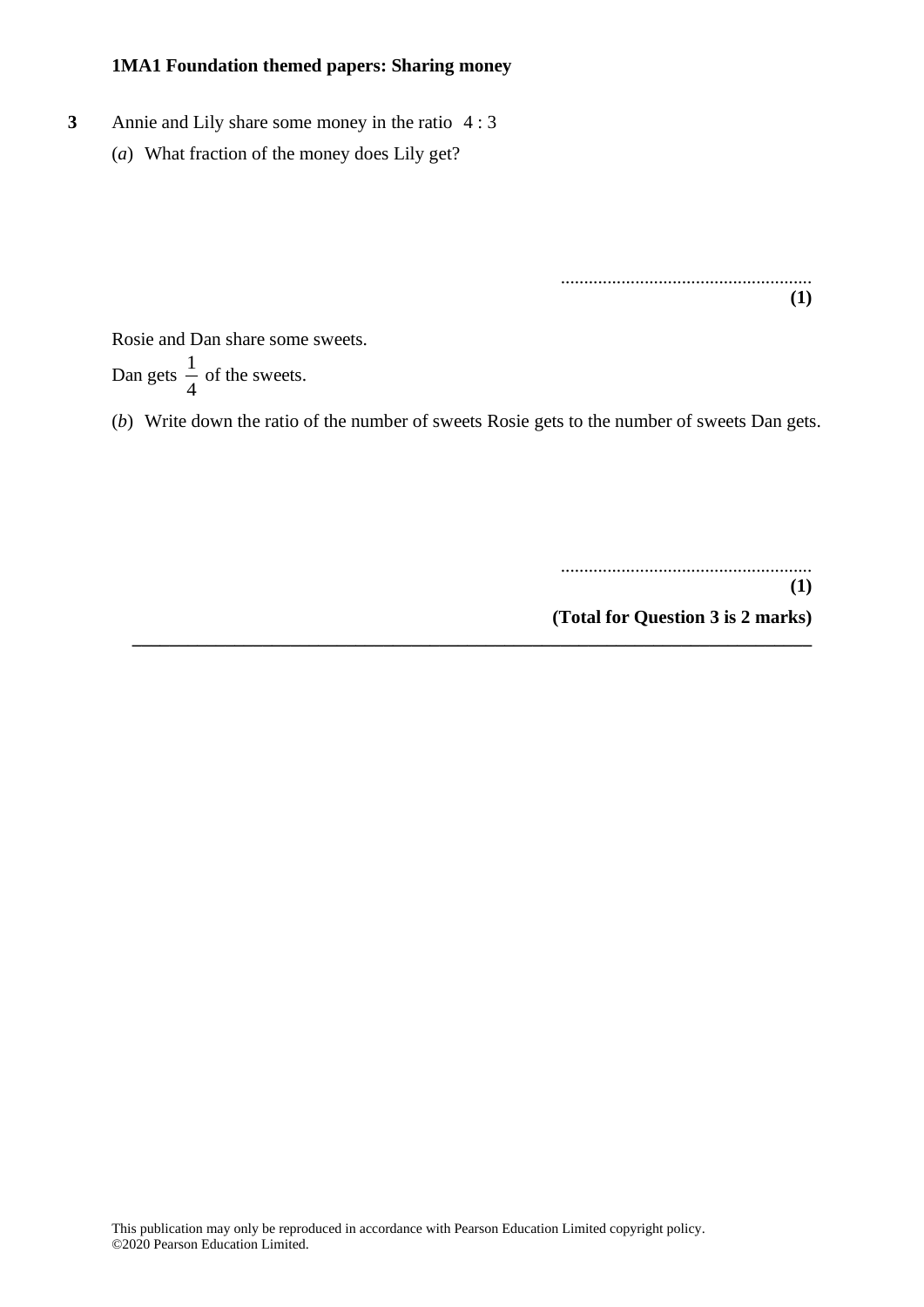**1MA1 Foundation themed papers: Sharing money**

**3** Annie and Lily share some money in the ratio $4 : 3$

(*a*) What fraction of the money does Lily get?

......................................................
**(1)**

Rosie and Dan share some sweets.

Dan gets $\frac{1}{4}$ of the sweets.

(*b*) Write down the ratio of the number of sweets Rosie gets to the number of sweets Dan gets.

......................................................
**(1)**

**(Total for Question 3 is 2 marks)**

This publication may only be reproduced in accordance with Pearson Education Limited copyright policy.
©2020 Pearson Education Limited.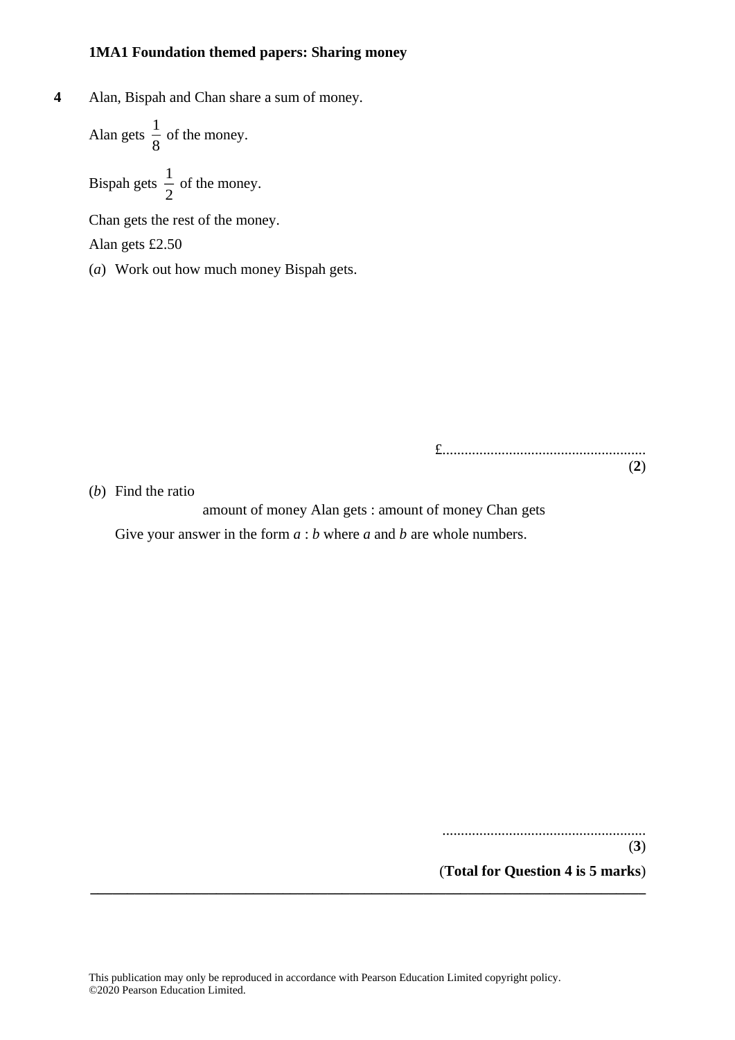**4** Alan, Bispah and Chan share a sum of money.

Alan gets $\frac{1}{8}$ of the money.

Bispah gets $\frac{1}{2}$ of the money.

Chan gets the rest of the money.

Alan gets £2.50

(*a*) Work out how much money Bispah gets.

£.......................................................
**(2)**

(*b*) Find the ratio

amount of money Alan gets : amount of money Chan gets

Give your answer in the form *a* : *b* where *a* and *b* are whole numbers.

.......................................................
**(3)**

(**Total for Question 4 is 5 marks**)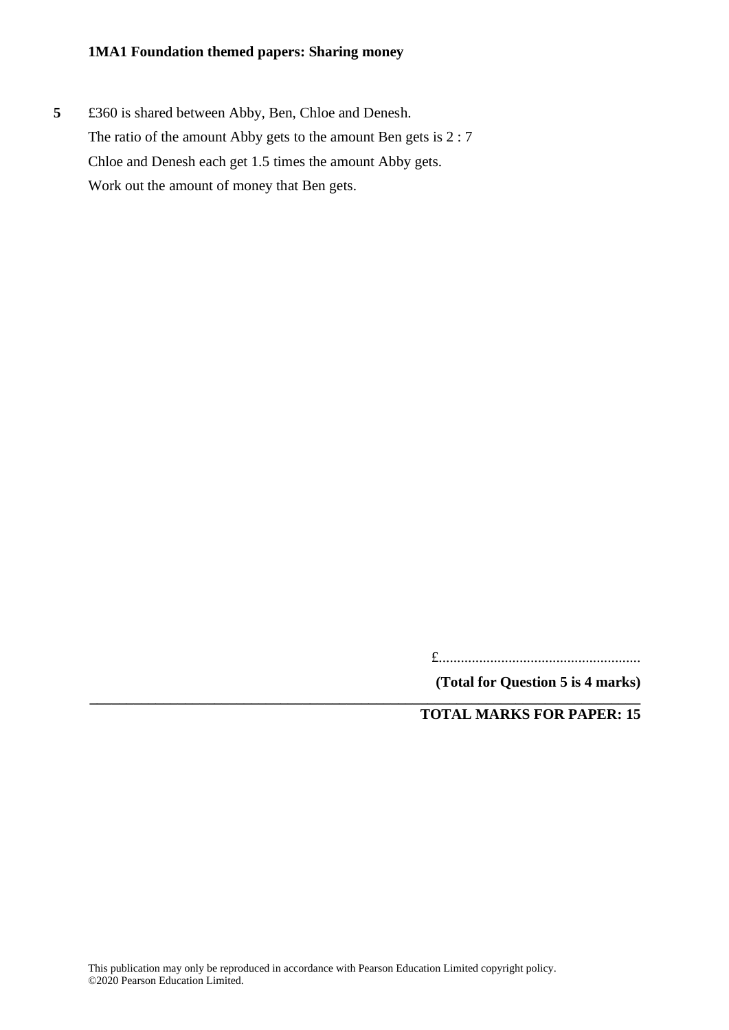**1MA1 Foundation themed papers: Sharing money**

**5** £360 is shared between Abby, Ben, Chloe and Denesh.

The ratio of the amount Abby gets to the amount Ben gets is 2 : 7

Chloe and Denesh each get 1.5 times the amount Abby gets.

Work out the amount of money that Ben gets.

£.......................................................

**(Total for Question 5 is 4 marks)**

---

**TOTAL MARKS FOR PAPER: 15**

This publication may only be reproduced in accordance with Pearson Education Limited copyright policy.
©2020 Pearson Education Limited.